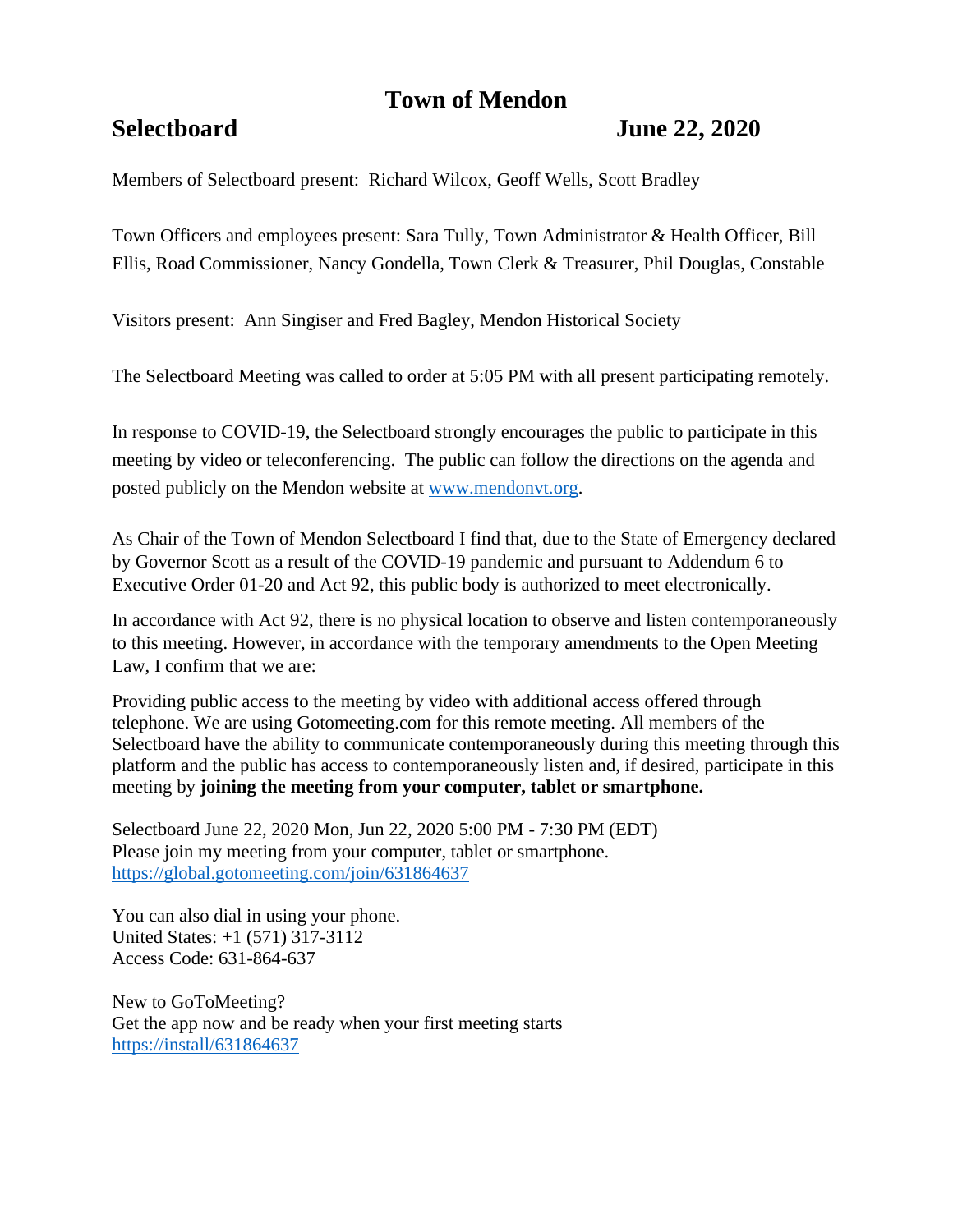# Town of Mendon

## Selectboard June 22, 2020

Members of Selectboard present: Richard Wilcox, Geoff Wells, Scott Bradley

Town Officers and employees present: Sara Tully, Town Administrator & Health Officer, Bill Ellis, Road Commissioner, Nancy Gondella, Town Clerk & Treasurer, Phil Douglas, Constable

Visitors present: Ann Singiser and Fred Bagley, Mendon Historical Society

The Selectboard Meeting was called to order at 5:05 PM with all present participating remotely.

In response to COVID-19, the Selectboard strongly encourages the public to participate in this meeting by video or teleconferencing. The public can follow the directions on the agenda and posted publicly on the Mendon website at [www.mendonvt.org](http://www.mendonvt.org).

As Chair of the Town of Mendon Selectboard I find that, due to the State of Emergency declared by Governor Scott as a result of the COVID-19 pandemic and pursuant to Addendum 6 to Executive Order 01-20 and Act 92, this public body is authorized to meet electronically.

In accordance with Act 92, there is no physical location to observe and listen contemporaneously to this meeting. However, in accordance with the temporary amendments to the Open Meeting Law, I confirm that we are:

Providing public access to the meeting by video with additional access offered through telephone. We are using Gotomeeting.com for this remote meeting. All members of the Selectboard have the ability to communicate contemporaneously during this meeting through this platform and the public has access to contemporaneously listen and, if desired, participate in this meeting by **joining the meeting from your computer, tablet or smartphone.**

Selectboard June 22, 2020 Mon, Jun 22, 2020 5:00 PM - 7:30 PM (EDT)
Please join my meeting from your computer, tablet or smartphone.
[https://global.gotomeeting.com/join/631864637](https://global.gotomeeting.com/join/631864637)

You can also dial in using your phone.
United States: +1 (571) 317-3112
Access Code: 631-864-637

New to GoToMeeting?
Get the app now and be ready when your first meeting starts
[https://install/631864637](https://install/631864637)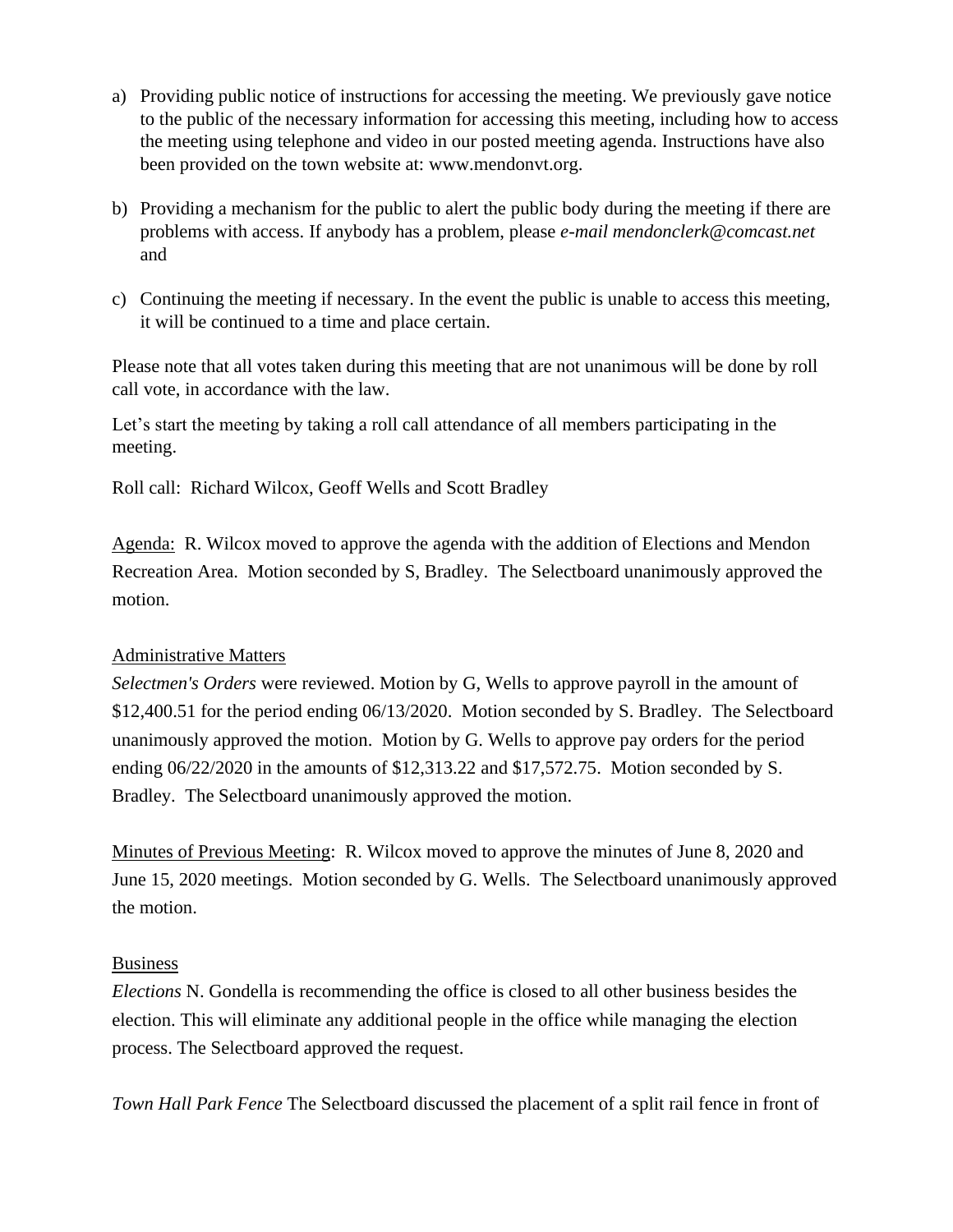a) Providing public notice of instructions for accessing the meeting. We previously gave notice to the public of the necessary information for accessing this meeting, including how to access the meeting using telephone and video in our posted meeting agenda. Instructions have also been provided on the town website at: www.mendonvt.org.

b) Providing a mechanism for the public to alert the public body during the meeting if there are problems with access. If anybody has a problem, please *e-mail mendonclerk@comcast.net* and

c) Continuing the meeting if necessary. In the event the public is unable to access this meeting, it will be continued to a time and place certain.

Please note that all votes taken during this meeting that are not unanimous will be done by roll call vote, in accordance with the law.

Let's start the meeting by taking a roll call attendance of all members participating in the meeting.

Roll call: Richard Wilcox, Geoff Wells and Scott Bradley

Agenda: R. Wilcox moved to approve the agenda with the addition of Elections and Mendon Recreation Area. Motion seconded by S, Bradley. The Selectboard unanimously approved the motion.

Administrative Matters

*Selectmen's Orders* were reviewed. Motion by G, Wells to approve payroll in the amount of $12,400.51 for the period ending 06/13/2020. Motion seconded by S. Bradley. The Selectboard unanimously approved the motion. Motion by G. Wells to approve pay orders for the period ending 06/22/2020 in the amounts of $12,313.22 and $17,572.75. Motion seconded by S. Bradley. The Selectboard unanimously approved the motion.

Minutes of Previous Meeting: R. Wilcox moved to approve the minutes of June 8, 2020 and June 15, 2020 meetings. Motion seconded by G. Wells. The Selectboard unanimously approved the motion.

Business

*Elections* N. Gondella is recommending the office is closed to all other business besides the election. This will eliminate any additional people in the office while managing the election process. The Selectboard approved the request.

*Town Hall Park Fence* The Selectboard discussed the placement of a split rail fence in front of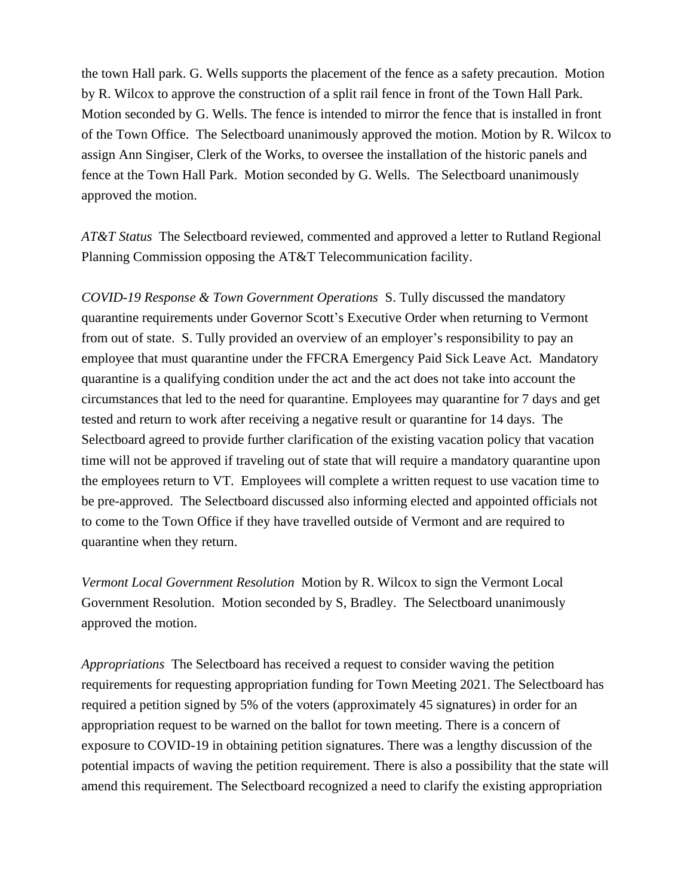the town Hall park. G. Wells supports the placement of the fence as a safety precaution. Motion by R. Wilcox to approve the construction of a split rail fence in front of the Town Hall Park. Motion seconded by G. Wells. The fence is intended to mirror the fence that is installed in front of the Town Office. The Selectboard unanimously approved the motion. Motion by R. Wilcox to assign Ann Singiser, Clerk of the Works, to oversee the installation of the historic panels and fence at the Town Hall Park. Motion seconded by G. Wells. The Selectboard unanimously approved the motion.

*AT&T Status* The Selectboard reviewed, commented and approved a letter to Rutland Regional Planning Commission opposing the AT&T Telecommunication facility.

*COVID-19 Response & Town Government Operations* S. Tully discussed the mandatory quarantine requirements under Governor Scott's Executive Order when returning to Vermont from out of state. S. Tully provided an overview of an employer's responsibility to pay an employee that must quarantine under the FFCRA Emergency Paid Sick Leave Act. Mandatory quarantine is a qualifying condition under the act and the act does not take into account the circumstances that led to the need for quarantine. Employees may quarantine for 7 days and get tested and return to work after receiving a negative result or quarantine for 14 days. The Selectboard agreed to provide further clarification of the existing vacation policy that vacation time will not be approved if traveling out of state that will require a mandatory quarantine upon the employees return to VT. Employees will complete a written request to use vacation time to be pre-approved. The Selectboard discussed also informing elected and appointed officials not to come to the Town Office if they have travelled outside of Vermont and are required to quarantine when they return.

*Vermont Local Government Resolution* Motion by R. Wilcox to sign the Vermont Local Government Resolution. Motion seconded by S, Bradley. The Selectboard unanimously approved the motion.

*Appropriations* The Selectboard has received a request to consider waving the petition requirements for requesting appropriation funding for Town Meeting 2021. The Selectboard has required a petition signed by 5% of the voters (approximately 45 signatures) in order for an appropriation request to be warned on the ballot for town meeting. There is a concern of exposure to COVID-19 in obtaining petition signatures. There was a lengthy discussion of the potential impacts of waving the petition requirement. There is also a possibility that the state will amend this requirement. The Selectboard recognized a need to clarify the existing appropriation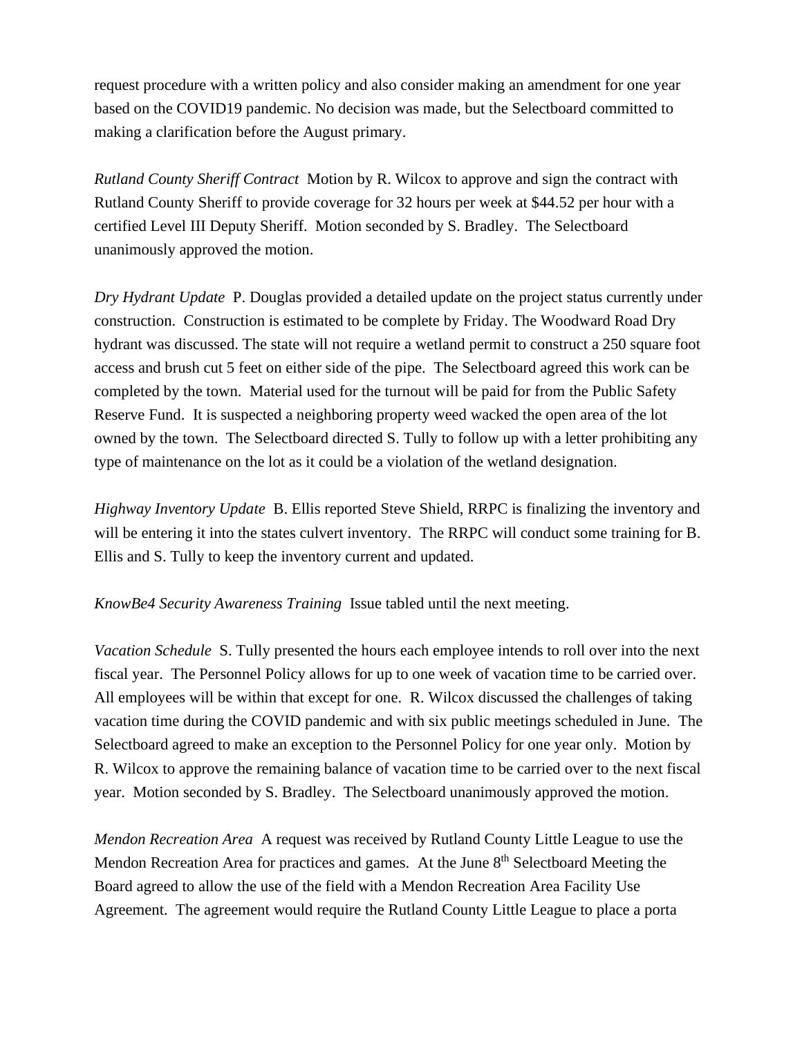request procedure with a written policy and also consider making an amendment for one year based on the COVID19 pandemic. No decision was made, but the Selectboard committed to making a clarification before the August primary.

*Rutland County Sheriff Contract* Motion by R. Wilcox to approve and sign the contract with Rutland County Sheriff to provide coverage for 32 hours per week at $44.52 per hour with a certified Level III Deputy Sheriff. Motion seconded by S. Bradley. The Selectboard unanimously approved the motion.

*Dry Hydrant Update* P. Douglas provided a detailed update on the project status currently under construction. Construction is estimated to be complete by Friday. The Woodward Road Dry hydrant was discussed. The state will not require a wetland permit to construct a 250 square foot access and brush cut 5 feet on either side of the pipe. The Selectboard agreed this work can be completed by the town. Material used for the turnout will be paid for from the Public Safety Reserve Fund. It is suspected a neighboring property weed wacked the open area of the lot owned by the town. The Selectboard directed S. Tully to follow up with a letter prohibiting any type of maintenance on the lot as it could be a violation of the wetland designation.

*Highway Inventory Update* B. Ellis reported Steve Shield, RRPC is finalizing the inventory and will be entering it into the states culvert inventory. The RRPC will conduct some training for B. Ellis and S. Tully to keep the inventory current and updated.

*KnowBe4 Security Awareness Training* Issue tabled until the next meeting.

*Vacation Schedule* S. Tully presented the hours each employee intends to roll over into the next fiscal year. The Personnel Policy allows for up to one week of vacation time to be carried over. All employees will be within that except for one. R. Wilcox discussed the challenges of taking vacation time during the COVID pandemic and with six public meetings scheduled in June. The Selectboard agreed to make an exception to the Personnel Policy for one year only. Motion by R. Wilcox to approve the remaining balance of vacation time to be carried over to the next fiscal year. Motion seconded by S. Bradley. The Selectboard unanimously approved the motion.

*Mendon Recreation Area* A request was received by Rutland County Little League to use the Mendon Recreation Area for practices and games. At the June 8th Selectboard Meeting the Board agreed to allow the use of the field with a Mendon Recreation Area Facility Use Agreement. The agreement would require the Rutland County Little League to place a porta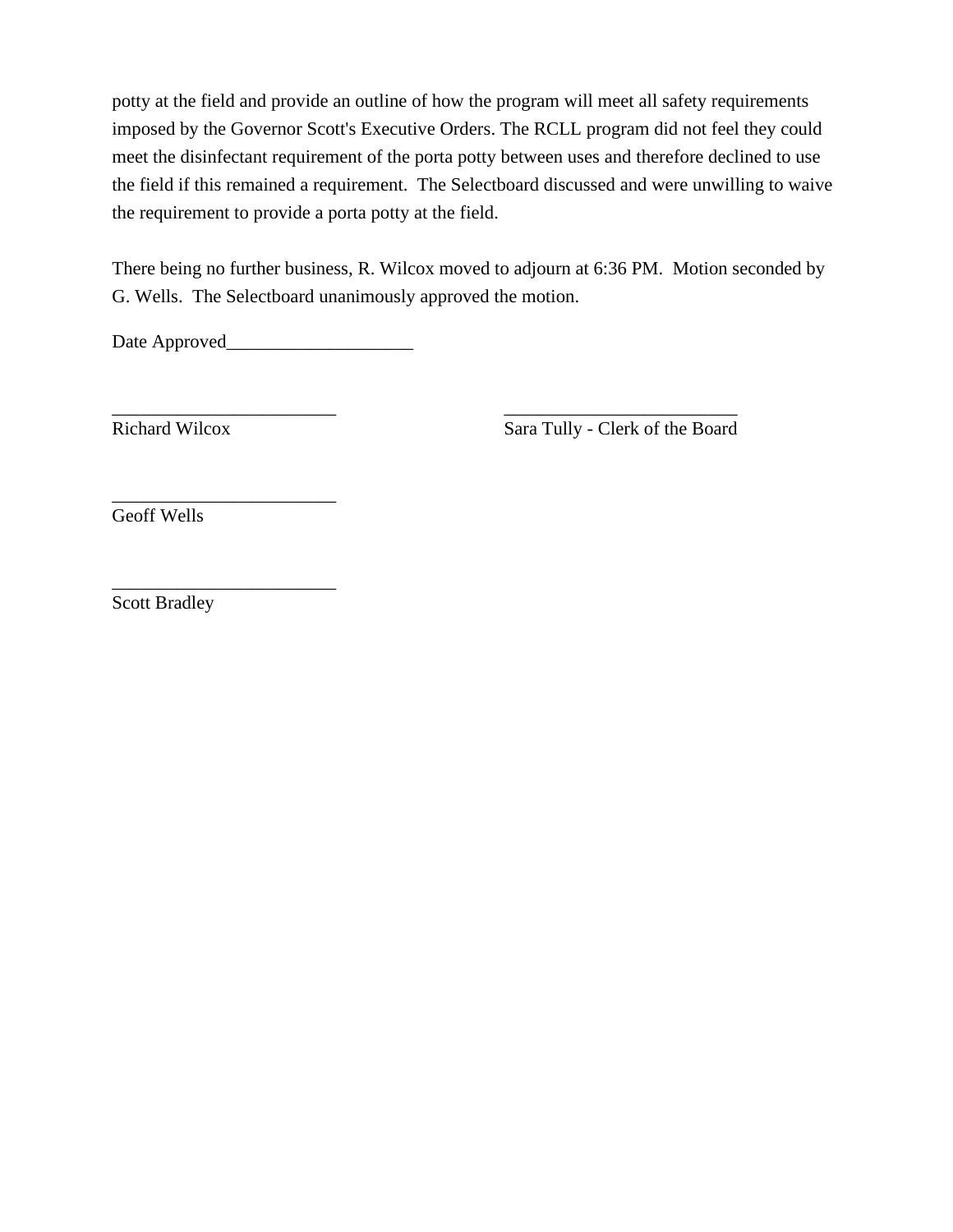potty at the field and provide an outline of how the program will meet all safety requirements imposed by the Governor Scott's Executive Orders. The RCLL program did not feel they could meet the disinfectant requirement of the porta potty between uses and therefore declined to use the field if this remained a requirement. The Selectboard discussed and were unwilling to waive the requirement to provide a porta potty at the field.

There being no further business, R. Wilcox moved to adjourn at 6:36 PM. Motion seconded by G. Wells. The Selectboard unanimously approved the motion.

Date Approved____________________

________________________
Richard Wilcox

________________________
Sara Tully - Clerk of the Board

________________________
Geoff Wells

________________________
Scott Bradley